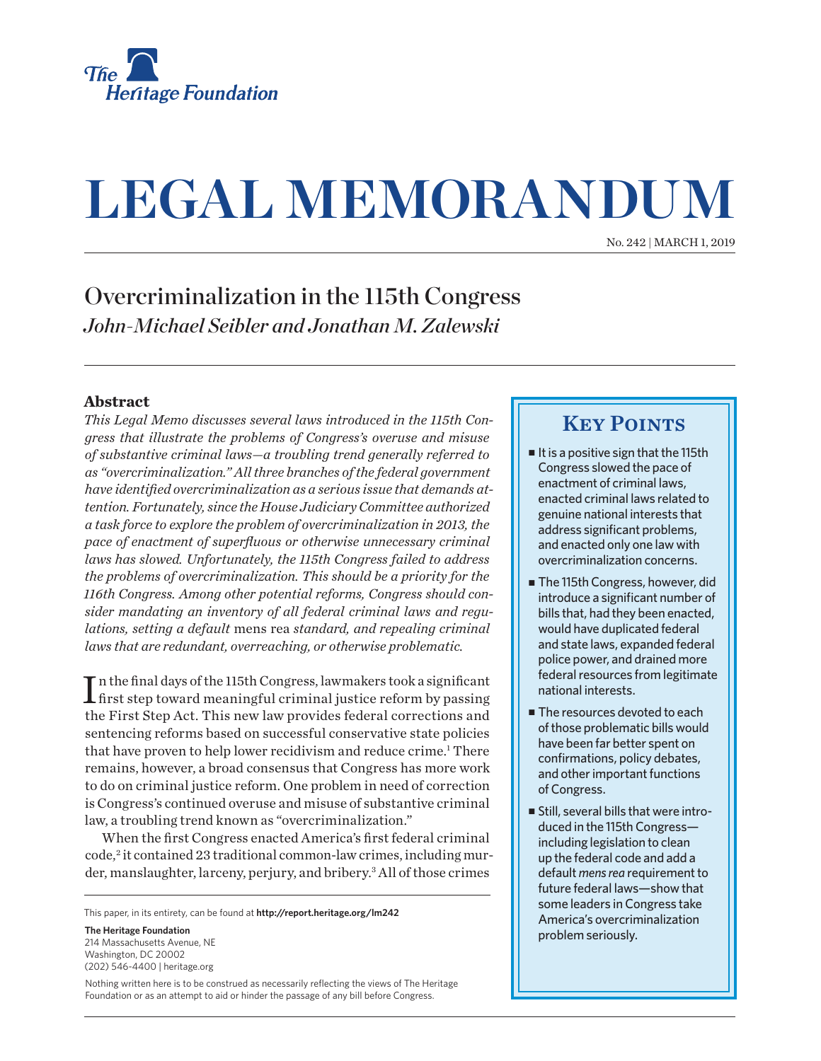# LEGAL MEMORANDUM

No. 242 | MARCH 1, 2019

## Overcriminalization in the 115th Congress

*John-Michael Seibler and Jonathan M. Zalewski*

### Abstract

*This Legal Memo discusses several laws introduced in the 115th Congress that illustrate the problems of Congress's overuse and misuse of substantive criminal laws—a troubling trend generally referred to as "overcriminalization." All three branches of the federal government have identified overcriminalization as a serious issue that demands attention. Fortunately, since the House Judiciary Committee authorized a task force to explore the problem of overcriminalization in 2013, the pace of enactment of superfluous or otherwise unnecessary criminal laws has slowed. Unfortunately, the 115th Congress failed to address the problems of overcriminalization. This should be a priority for the 116th Congress. Among other potential reforms, Congress should consider mandating an inventory of all federal criminal laws and regulations, setting a default* mens rea *standard, and repealing criminal laws that are redundant, overreaching, or otherwise problematic.*

In the final days of the 115th Congress, lawmakers took a significant first step toward meaningful criminal justice reform by passing the First Step Act. This new law provides federal corrections and sentencing reforms based on successful conservative state policies that have proven to help lower recidivism and reduce crime.[1] There remains, however, a broad consensus that Congress has more work to do on criminal justice reform. One problem in need of correction is Congress's continued overuse and misuse of substantive criminal law, a troubling trend known as "overcriminalization."

When the first Congress enacted America's first federal criminal code,[2] it contained 23 traditional common-law crimes, including murder, manslaughter, larceny, perjury, and bribery.[3] All of those crimes

### Key Points

- It is a positive sign that the 115th Congress slowed the pace of enactment of criminal laws, enacted criminal laws related to genuine national interests that address significant problems, and enacted only one law with overcriminalization concerns.
- The 115th Congress, however, did introduce a significant number of bills that, had they been enacted, would have duplicated federal and state laws, expanded federal police power, and drained more federal resources from legitimate national interests.
- The resources devoted to each of those problematic bills would have been far better spent on confirmations, policy debates, and other important functions of Congress.
- Still, several bills that were introduced in the 115th Congress—including legislation to clean up the federal code and add a default *mens rea* requirement to future federal laws—show that some leaders in Congress take America's overcriminalization problem seriously.

This paper, in its entirety, can be found at **http://report.heritage.org/lm242**

**The Heritage Foundation**
214 Massachusetts Avenue, NE
Washington, DC 20002
(202) 546-4400 | heritage.org

Nothing written here is to be construed as necessarily reflecting the views of The Heritage Foundation or as an attempt to aid or hinder the passage of any bill before Congress.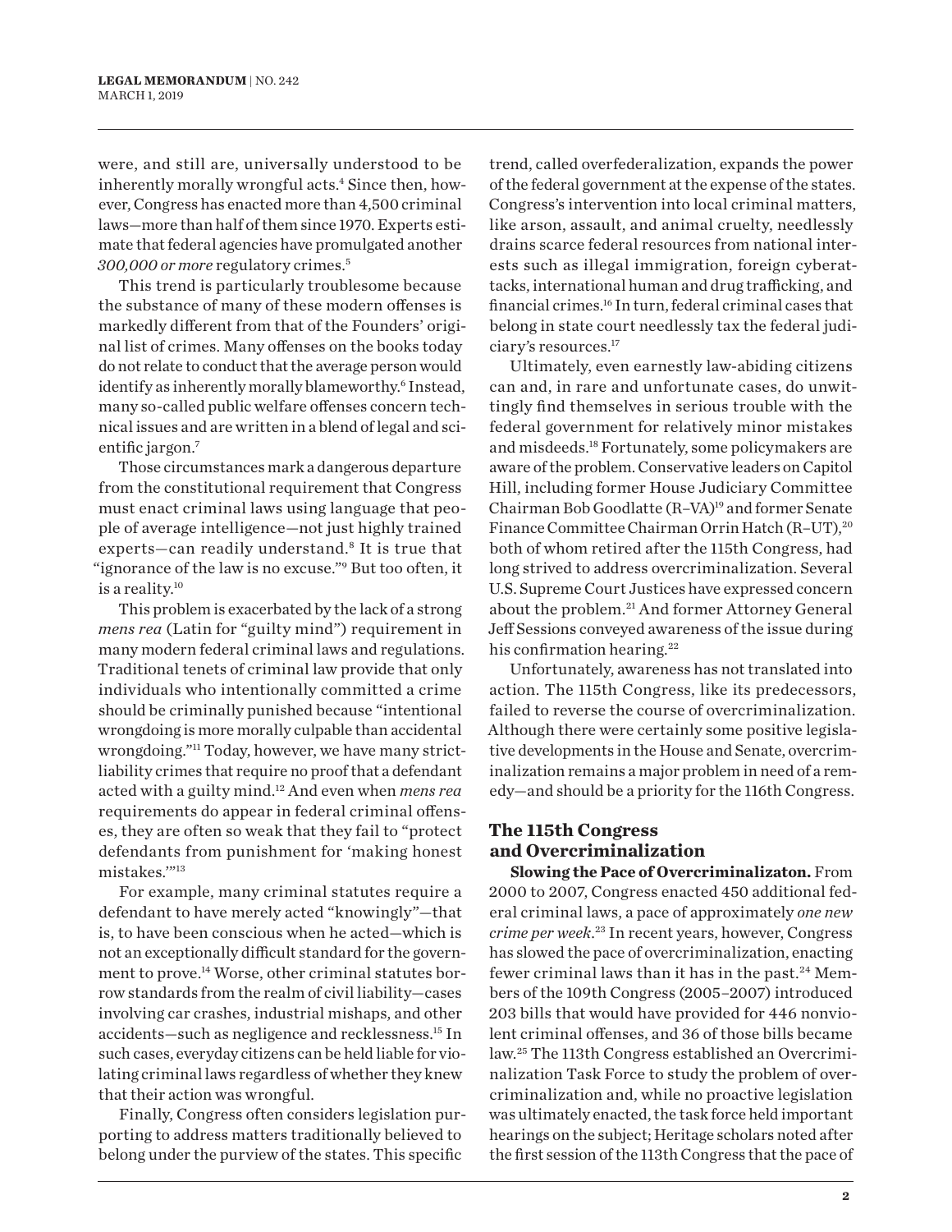were, and still are, universally understood to be inherently morally wrongful acts.[4] Since then, however, Congress has enacted more than 4,500 criminal laws—more than half of them since 1970. Experts estimate that federal agencies have promulgated another *300,000 or more* regulatory crimes.[5]

This trend is particularly troublesome because the substance of many of these modern offenses is markedly different from that of the Founders' original list of crimes. Many offenses on the books today do not relate to conduct that the average person would identify as inherently morally blameworthy.[6] Instead, many so-called public welfare offenses concern technical issues and are written in a blend of legal and scientific jargon.[7]

Those circumstances mark a dangerous departure from the constitutional requirement that Congress must enact criminal laws using language that people of average intelligence—not just highly trained experts—can readily understand.[8] It is true that "ignorance of the law is no excuse."[9] But too often, it is a reality.[10]

This problem is exacerbated by the lack of a strong *mens rea* (Latin for "guilty mind") requirement in many modern federal criminal laws and regulations. Traditional tenets of criminal law provide that only individuals who intentionally committed a crime should be criminally punished because "intentional wrongdoing is more morally culpable than accidental wrongdoing."[11] Today, however, we have many strict-liability crimes that require no proof that a defendant acted with a guilty mind.[12] And even when *mens rea* requirements do appear in federal criminal offenses, they are often so weak that they fail to "protect defendants from punishment for 'making honest mistakes.'"[13]

For example, many criminal statutes require a defendant to have merely acted "knowingly"—that is, to have been conscious when he acted—which is not an exceptionally difficult standard for the government to prove.[14] Worse, other criminal statutes borrow standards from the realm of civil liability—cases involving car crashes, industrial mishaps, and other accidents—such as negligence and recklessness.[15] In such cases, everyday citizens can be held liable for violating criminal laws regardless of whether they knew that their action was wrongful.

Finally, Congress often considers legislation purporting to address matters traditionally believed to belong under the purview of the states. This specific trend, called overfederalization, expands the power of the federal government at the expense of the states. Congress's intervention into local criminal matters, like arson, assault, and animal cruelty, needlessly drains scarce federal resources from national interests such as illegal immigration, foreign cyberattacks, international human and drug trafficking, and financial crimes.[16] In turn, federal criminal cases that belong in state court needlessly tax the federal judiciary's resources.[17]

Ultimately, even earnestly law-abiding citizens can and, in rare and unfortunate cases, do unwittingly find themselves in serious trouble with the federal government for relatively minor mistakes and misdeeds.[18] Fortunately, some policymakers are aware of the problem. Conservative leaders on Capitol Hill, including former House Judiciary Committee Chairman Bob Goodlatte (R–VA)[19] and former Senate Finance Committee Chairman Orrin Hatch (R–UT),[20] both of whom retired after the 115th Congress, had long strived to address overcriminalization. Several U.S. Supreme Court Justices have expressed concern about the problem.[21] And former Attorney General Jeff Sessions conveyed awareness of the issue during his confirmation hearing.[22]

Unfortunately, awareness has not translated into action. The 115th Congress, like its predecessors, failed to reverse the course of overcriminalization. Although there were certainly some positive legislative developments in the House and Senate, overcriminalization remains a major problem in need of a remedy—and should be a priority for the 116th Congress.

## The 115th Congress and Overcriminalization

**Slowing the Pace of Overcriminalizaton.** From 2000 to 2007, Congress enacted 450 additional federal criminal laws, a pace of approximately *one new crime per week*.[23] In recent years, however, Congress has slowed the pace of overcriminalization, enacting fewer criminal laws than it has in the past.[24] Members of the 109th Congress (2005–2007) introduced 203 bills that would have provided for 446 nonviolent criminal offenses, and 36 of those bills became law.[25] The 113th Congress established an Overcriminalization Task Force to study the problem of overcriminalization and, while no proactive legislation was ultimately enacted, the task force held important hearings on the subject; Heritage scholars noted after the first session of the 113th Congress that the pace of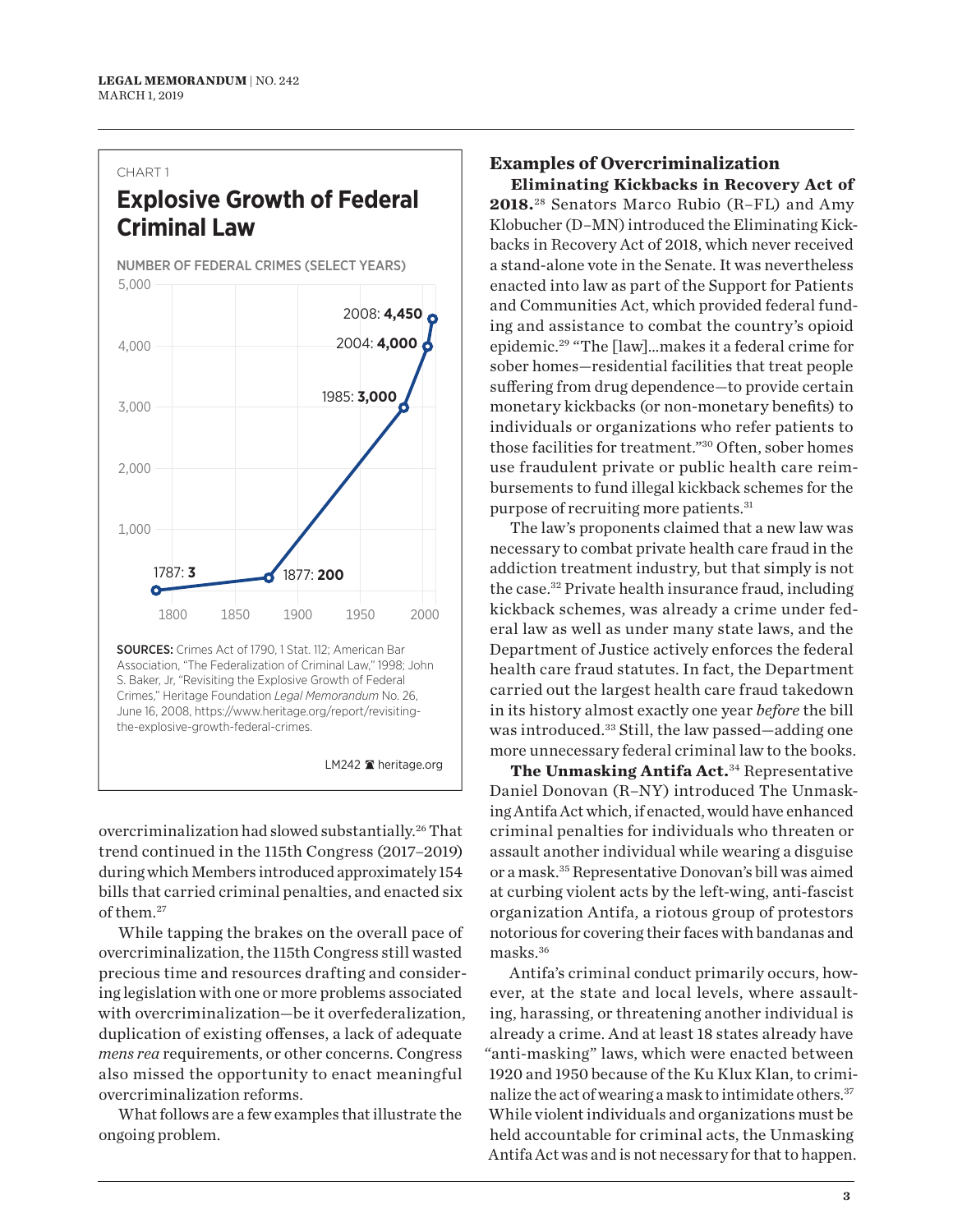CHART 1

## Explosive Growth of Federal Criminal Law

NUMBER OF FEDERAL CRIMES (SELECT YEARS)

| Year | Number of Federal Crimes |
| --- | --- |
| 1787 | 3 |
| 1877 | 200 |
| 1985 | 3,000 |
| 2004 | 4,000 |
| 2008 | 4,450 |

SOURCES: Crimes Act of 1790, 1 Stat. 112; American Bar Association, "The Federalization of Criminal Law," 1998; John S. Baker, Jr, "Revisiting the Explosive Growth of Federal Crimes," Heritage Foundation *Legal Memorandum* No. 26, June 16, 2008, https://www.heritage.org/report/revisiting-the-explosive-growth-federal-crimes.

LM242 heritage.org

overcriminalization had slowed substantially.[26] That trend continued in the 115th Congress (2017–2019) during which Members introduced approximately 154 bills that carried criminal penalties, and enacted six of them.[27]

While tapping the brakes on the overall pace of overcriminalization, the 115th Congress still wasted precious time and resources drafting and considering legislation with one or more problems associated with overcriminalization—be it overfederalization, duplication of existing offenses, a lack of adequate *mens rea* requirements, or other concerns. Congress also missed the opportunity to enact meaningful overcriminalization reforms.

What follows are a few examples that illustrate the ongoing problem.

## Examples of Overcriminalization

**Eliminating Kickbacks in Recovery Act of 2018.**[28] Senators Marco Rubio (R–FL) and Amy Klobucher (D–MN) introduced the Eliminating Kickbacks in Recovery Act of 2018, which never received a stand-alone vote in the Senate. It was nevertheless enacted into law as part of the Support for Patients and Communities Act, which provided federal funding and assistance to combat the country's opioid epidemic.[29] "The [law]…makes it a federal crime for sober homes—residential facilities that treat people suffering from drug dependence—to provide certain monetary kickbacks (or non-monetary benefits) to individuals or organizations who refer patients to those facilities for treatment."[30] Often, sober homes use fraudulent private or public health care reimbursements to fund illegal kickback schemes for the purpose of recruiting more patients.[31]

The law's proponents claimed that a new law was necessary to combat private health care fraud in the addiction treatment industry, but that simply is not the case.[32] Private health insurance fraud, including kickback schemes, was already a crime under federal law as well as under many state laws, and the Department of Justice actively enforces the federal health care fraud statutes. In fact, the Department carried out the largest health care fraud takedown in its history almost exactly one year *before* the bill was introduced.[33] Still, the law passed—adding one more unnecessary federal criminal law to the books.

**The Unmasking Antifa Act.**[34] Representative Daniel Donovan (R–NY) introduced The Unmasking Antifa Act which, if enacted, would have enhanced criminal penalties for individuals who threaten or assault another individual while wearing a disguise or a mask.[35] Representative Donovan's bill was aimed at curbing violent acts by the left-wing, anti-fascist organization Antifa, a riotous group of protestors notorious for covering their faces with bandanas and masks.[36]

Antifa's criminal conduct primarily occurs, however, at the state and local levels, where assaulting, harassing, or threatening another individual is already a crime. And at least 18 states already have "anti-masking" laws, which were enacted between 1920 and 1950 because of the Ku Klux Klan, to criminalize the act of wearing a mask to intimidate others.[37] While violent individuals and organizations must be held accountable for criminal acts, the Unmasking Antifa Act was and is not necessary for that to happen.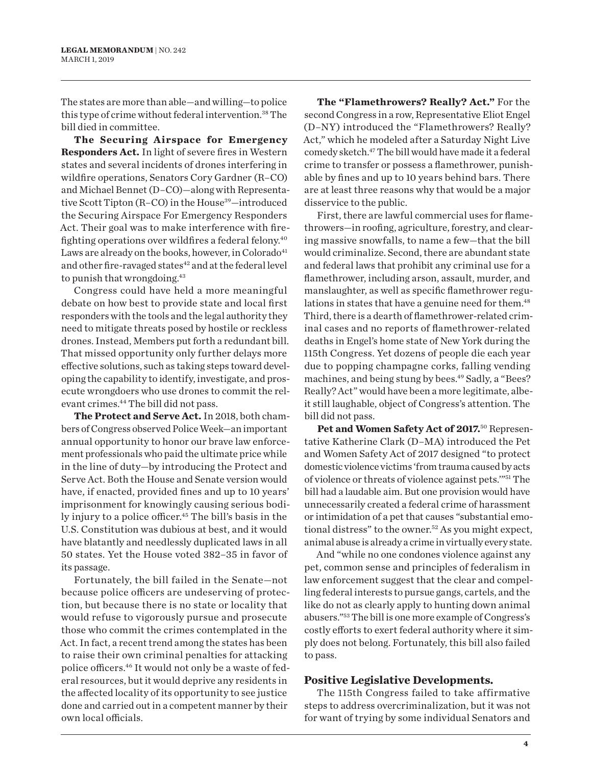The states are more than able—and willing—to police this type of crime without federal intervention.[38] The bill died in committee.

**The Securing Airspace for Emergency Responders Act.** In light of severe fires in Western states and several incidents of drones interfering in wildfire operations, Senators Cory Gardner (R–CO) and Michael Bennet (D–CO)—along with Representative Scott Tipton (R–CO) in the House[39]—introduced the Securing Airspace For Emergency Responders Act. Their goal was to make interference with firefighting operations over wildfires a federal felony.[40] Laws are already on the books, however, in Colorado[41] and other fire-ravaged states[42] and at the federal level to punish that wrongdoing.[43]

Congress could have held a more meaningful debate on how best to provide state and local first responders with the tools and the legal authority they need to mitigate threats posed by hostile or reckless drones. Instead, Members put forth a redundant bill. That missed opportunity only further delays more effective solutions, such as taking steps toward developing the capability to identify, investigate, and prosecute wrongdoers who use drones to commit the relevant crimes.[44] The bill did not pass.

**The Protect and Serve Act.** In 2018, both chambers of Congress observed Police Week—an important annual opportunity to honor our brave law enforcement professionals who paid the ultimate price while in the line of duty—by introducing the Protect and Serve Act. Both the House and Senate version would have, if enacted, provided fines and up to 10 years' imprisonment for knowingly causing serious bodily injury to a police officer.[45] The bill's basis in the U.S. Constitution was dubious at best, and it would have blatantly and needlessly duplicated laws in all 50 states. Yet the House voted 382–35 in favor of its passage.

Fortunately, the bill failed in the Senate—not because police officers are undeserving of protection, but because there is no state or locality that would refuse to vigorously pursue and prosecute those who commit the crimes contemplated in the Act. In fact, a recent trend among the states has been to raise their own criminal penalties for attacking police officers.[46] It would not only be a waste of federal resources, but it would deprive any residents in the affected locality of its opportunity to see justice done and carried out in a competent manner by their own local officials.

**The "Flamethrowers? Really? Act."** For the second Congress in a row, Representative Eliot Engel (D–NY) introduced the "Flamethrowers? Really? Act," which he modeled after a Saturday Night Live comedy sketch.[47] The bill would have made it a federal crime to transfer or possess a flamethrower, punishable by fines and up to 10 years behind bars. There are at least three reasons why that would be a major disservice to the public.

First, there are lawful commercial uses for flamethrowers—in roofing, agriculture, forestry, and clearing massive snowfalls, to name a few—that the bill would criminalize. Second, there are abundant state and federal laws that prohibit any criminal use for a flamethrower, including arson, assault, murder, and manslaughter, as well as specific flamethrower regulations in states that have a genuine need for them.[48] Third, there is a dearth of flamethrower-related criminal cases and no reports of flamethrower-related deaths in Engel's home state of New York during the 115th Congress. Yet dozens of people die each year due to popping champagne corks, falling vending machines, and being stung by bees.[49] Sadly, a "Bees? Really? Act" would have been a more legitimate, albeit still laughable, object of Congress's attention. The bill did not pass.

**Pet and Women Safety Act of 2017.**[50] Representative Katherine Clark (D–MA) introduced the Pet and Women Safety Act of 2017 designed "to protect domestic violence victims 'from trauma caused by acts of violence or threats of violence against pets.'"[51] The bill had a laudable aim. But one provision would have unnecessarily created a federal crime of harassment or intimidation of a pet that causes "substantial emotional distress" to the owner.[52] As you might expect, animal abuse is already a crime in virtually every state.

And "while no one condones violence against any pet, common sense and principles of federalism in law enforcement suggest that the clear and compelling federal interests to pursue gangs, cartels, and the like do not as clearly apply to hunting down animal abusers."[53] The bill is one more example of Congress's costly efforts to exert federal authority where it simply does not belong. Fortunately, this bill also failed to pass.

### Positive Legislative Developments.

The 115th Congress failed to take affirmative steps to address overcriminalization, but it was not for want of trying by some individual Senators and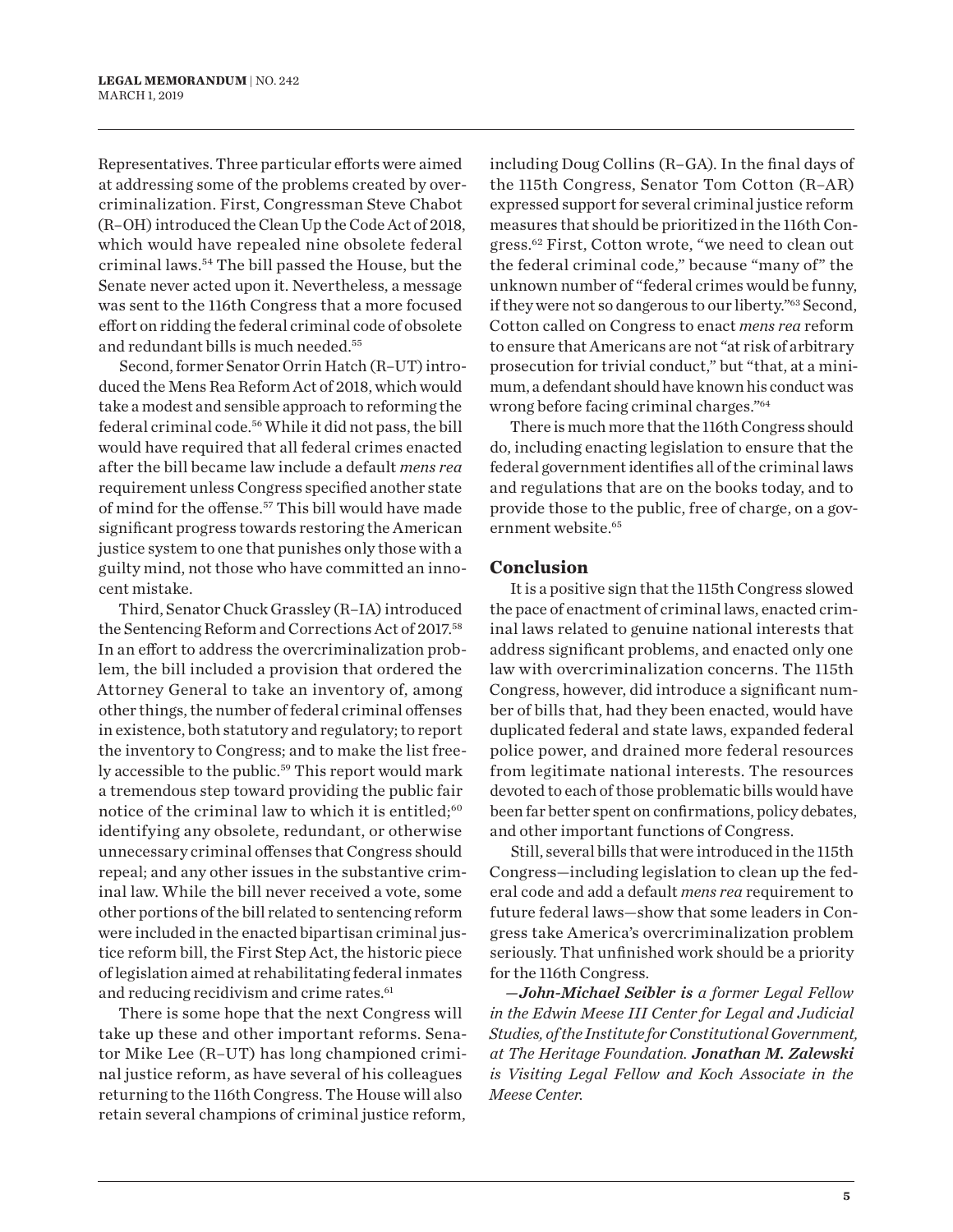Representatives. Three particular efforts were aimed at addressing some of the problems created by overcriminalization. First, Congressman Steve Chabot (R–OH) introduced the Clean Up the Code Act of 2018, which would have repealed nine obsolete federal criminal laws.[54] The bill passed the House, but the Senate never acted upon it. Nevertheless, a message was sent to the 116th Congress that a more focused effort on ridding the federal criminal code of obsolete and redundant bills is much needed.[55]

Second, former Senator Orrin Hatch (R–UT) introduced the Mens Rea Reform Act of 2018, which would take a modest and sensible approach to reforming the federal criminal code.[56] While it did not pass, the bill would have required that all federal crimes enacted after the bill became law include a default *mens rea* requirement unless Congress specified another state of mind for the offense.[57] This bill would have made significant progress towards restoring the American justice system to one that punishes only those with a guilty mind, not those who have committed an innocent mistake.

Third, Senator Chuck Grassley (R–IA) introduced the Sentencing Reform and Corrections Act of 2017.[58] In an effort to address the overcriminalization problem, the bill included a provision that ordered the Attorney General to take an inventory of, among other things, the number of federal criminal offenses in existence, both statutory and regulatory; to report the inventory to Congress; and to make the list freely accessible to the public.[59] This report would mark a tremendous step toward providing the public fair notice of the criminal law to which it is entitled;[60] identifying any obsolete, redundant, or otherwise unnecessary criminal offenses that Congress should repeal; and any other issues in the substantive criminal law. While the bill never received a vote, some other portions of the bill related to sentencing reform were included in the enacted bipartisan criminal justice reform bill, the First Step Act, the historic piece of legislation aimed at rehabilitating federal inmates and reducing recidivism and crime rates.[61]

There is some hope that the next Congress will take up these and other important reforms. Senator Mike Lee (R–UT) has long championed criminal justice reform, as have several of his colleagues returning to the 116th Congress. The House will also retain several champions of criminal justice reform, including Doug Collins (R–GA). In the final days of the 115th Congress, Senator Tom Cotton (R–AR) expressed support for several criminal justice reform measures that should be prioritized in the 116th Congress.[62] First, Cotton wrote, "we need to clean out the federal criminal code," because "many of" the unknown number of "federal crimes would be funny, if they were not so dangerous to our liberty."[63] Second, Cotton called on Congress to enact *mens rea* reform to ensure that Americans are not "at risk of arbitrary prosecution for trivial conduct," but "that, at a minimum, a defendant should have known his conduct was wrong before facing criminal charges."[64]

There is much more that the 116th Congress should do, including enacting legislation to ensure that the federal government identifies all of the criminal laws and regulations that are on the books today, and to provide those to the public, free of charge, on a government website.[65]

## Conclusion

It is a positive sign that the 115th Congress slowed the pace of enactment of criminal laws, enacted criminal laws related to genuine national interests that address significant problems, and enacted only one law with overcriminalization concerns. The 115th Congress, however, did introduce a significant number of bills that, had they been enacted, would have duplicated federal and state laws, expanded federal police power, and drained more federal resources from legitimate national interests. The resources devoted to each of those problematic bills would have been far better spent on confirmations, policy debates, and other important functions of Congress.

Still, several bills that were introduced in the 115th Congress—including legislation to clean up the federal code and add a default *mens rea* requirement to future federal laws—show that some leaders in Congress take America's overcriminalization problem seriously. That unfinished work should be a priority for the 116th Congress.

*—**John-Michael Seibler is** a former Legal Fellow in the Edwin Meese III Center for Legal and Judicial Studies, of the Institute for Constitutional Government, at The Heritage Foundation. **Jonathan M. Zalewski** is Visiting Legal Fellow and Koch Associate in the Meese Center.*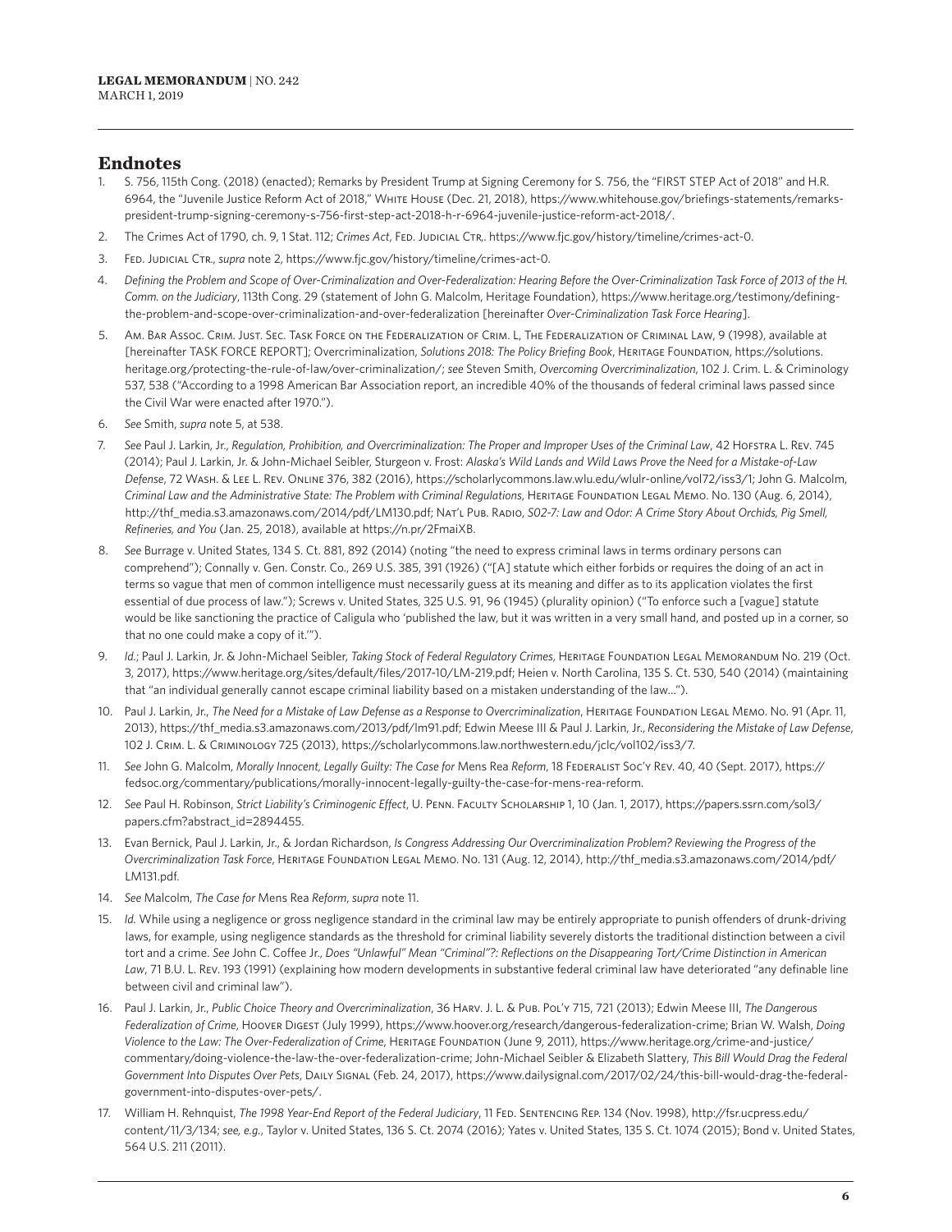## Endnotes

1. S. 756, 115th Cong. (2018) (enacted); Remarks by President Trump at Signing Ceremony for S. 756, the "FIRST STEP Act of 2018" and H.R. 6964, the "Juvenile Justice Reform Act of 2018," White House (Dec. 21, 2018), https://www.whitehouse.gov/briefings-statements/remarks-president-trump-signing-ceremony-s-756-first-step-act-2018-h-r-6964-juvenile-justice-reform-act-2018/.
2. The Crimes Act of 1790, ch. 9, 1 Stat. 112; *Crimes Act*, Fed. Judicial Ctr,. https://www.fjc.gov/history/timeline/crimes-act-0.
3. Fed. Judicial Ctr., *supra* note 2, https://www.fjc.gov/history/timeline/crimes-act-0.
4. *Defining the Problem and Scope of Over-Criminalization and Over-Federalization: Hearing Before the Over-Criminalization Task Force of 2013 of the H. Comm. on the Judiciary*, 113th Cong. 29 (statement of John G. Malcolm, Heritage Foundation), https://www.heritage.org/testimony/defining-the-problem-and-scope-over-criminalization-and-over-federalization [hereinafter *Over-Criminalization Task Force Hearing*].
5. Am. Bar Assoc. Crim. Just. Sec. Task Force on the Federalization of Crim. L, The Federalization of Criminal Law, 9 (1998), available at [hereinafter TASK FORCE REPORT]; Overcriminalization, *Solutions 2018: The Policy Briefing Book*, Heritage Foundation, https://solutions.heritage.org/protecting-the-rule-of-law/over-criminalization/; *see* Steven Smith, *Overcoming Overcriminalization*, 102 J. Crim. L. & Criminology 537, 538 ("According to a 1998 American Bar Association report, an incredible 40% of the thousands of federal criminal laws passed since the Civil War were enacted after 1970.").
6. *See* Smith, *supra* note 5, at 538.
7. *See* Paul J. Larkin, Jr., *Regulation, Prohibition, and Overcriminalization: The Proper and Improper Uses of the Criminal Law*, 42 Hofstra L. Rev. 745 (2014); Paul J. Larkin, Jr. & John-Michael Seibler, Sturgeon v. Frost: *Alaska's Wild Lands and Wild Laws Prove the Need for a Mistake-of-Law Defense*, 72 Wash. & Lee L. Rev. Online 376, 382 (2016), https://scholarlycommons.law.wlu.edu/wlulr-online/vol72/iss3/1; John G. Malcolm, *Criminal Law and the Administrative State: The Problem with Criminal Regulations*, Heritage Foundation Legal Memo. No. 130 (Aug. 6, 2014), http://thf_media.s3.amazonaws.com/2014/pdf/LM130.pdf; Nat'l Pub. Radio, *S02-7: Law and Odor: A Crime Story About Orchids, Pig Smell, Refineries, and You* (Jan. 25, 2018), available at https://n.pr/2FmaiXB.
8. *See* Burrage v. United States, 134 S. Ct. 881, 892 (2014) (noting "the need to express criminal laws in terms ordinary persons can comprehend"); Connally v. Gen. Constr. Co., 269 U.S. 385, 391 (1926) ("[A] statute which either forbids or requires the doing of an act in terms so vague that men of common intelligence must necessarily guess at its meaning and differ as to its application violates the first essential of due process of law."); Screws v. United States, 325 U.S. 91, 96 (1945) (plurality opinion) ("To enforce such a [vague] statute would be like sanctioning the practice of Caligula who 'published the law, but it was written in a very small hand, and posted up in a corner, so that no one could make a copy of it.'").
9. *Id.*; Paul J. Larkin, Jr. & John-Michael Seibler, *Taking Stock of Federal Regulatory Crimes*, Heritage Foundation Legal Memorandum No. 219 (Oct. 3, 2017), https://www.heritage.org/sites/default/files/2017-10/LM-219.pdf; Heien v. North Carolina, 135 S. Ct. 530, 540 (2014) (maintaining that "an individual generally cannot escape criminal liability based on a mistaken understanding of the law…").
10. Paul J. Larkin, Jr., *The Need for a Mistake of Law Defense as a Response to Overcriminalization*, Heritage Foundation Legal Memo. No. 91 (Apr. 11, 2013), https://thf_media.s3.amazonaws.com/2013/pdf/lm91.pdf; Edwin Meese III & Paul J. Larkin, Jr., *Reconsidering the Mistake of Law Defense*, 102 J. Crim. L. & Criminology 725 (2013), https://scholarlycommons.law.northwestern.edu/jclc/vol102/iss3/7.
11. *See* John G. Malcolm, *Morally Innocent, Legally Guilty: The Case for* Mens Rea *Reform*, 18 Federalist Soc'y Rev. 40, 40 (Sept. 2017), https://fedsoc.org/commentary/publications/morally-innocent-legally-guilty-the-case-for-mens-rea-reform.
12. *See* Paul H. Robinson, *Strict Liability's Criminogenic Effect*, U. Penn. Faculty Scholarship 1, 10 (Jan. 1, 2017), https://papers.ssrn.com/sol3/papers.cfm?abstract_id=2894455.
13. Evan Bernick, Paul J. Larkin, Jr., & Jordan Richardson, *Is Congress Addressing Our Overcriminalization Problem? Reviewing the Progress of the Overcriminalization Task Force*, Heritage Foundation Legal Memo. No. 131 (Aug. 12, 2014), http://thf_media.s3.amazonaws.com/2014/pdf/LM131.pdf.
14. *See* Malcolm, *The Case for* Mens Rea *Reform*, *supra* note 11.
15. *Id.* While using a negligence or gross negligence standard in the criminal law may be entirely appropriate to punish offenders of drunk-driving laws, for example, using negligence standards as the threshold for criminal liability severely distorts the traditional distinction between a civil tort and a crime. *See* John C. Coffee Jr., *Does "Unlawful" Mean "Criminal"?: Reflections on the Disappearing Tort/Crime Distinction in American Law*, 71 B.U. L. Rev. 193 (1991) (explaining how modern developments in substantive federal criminal law have deteriorated "any definable line between civil and criminal law").
16. Paul J. Larkin, Jr., *Public Choice Theory and Overcriminalization*, 36 Harv. J. L. & Pub. Pol'y 715, 721 (2013); Edwin Meese III, *The Dangerous Federalization of Crime*, Hoover Digest (July 1999), https://www.hoover.org/research/dangerous-federalization-crime; Brian W. Walsh, *Doing Violence to the Law: The Over-Federalization of Crime*, Heritage Foundation (June 9, 2011), https://www.heritage.org/crime-and-justice/commentary/doing-violence-the-law-the-over-federalization-crime; John-Michael Seibler & Elizabeth Slattery, *This Bill Would Drag the Federal Government Into Disputes Over Pets*, Daily Signal (Feb. 24, 2017), https://www.dailysignal.com/2017/02/24/this-bill-would-drag-the-federal-government-into-disputes-over-pets/.
17. William H. Rehnquist, *The 1998 Year-End Report of the Federal Judiciary*, 11 Fed. Sentencing Rep. 134 (Nov. 1998), http://fsr.ucpress.edu/content/11/3/134; *see, e.g.*, Taylor v. United States, 136 S. Ct. 2074 (2016); Yates v. United States, 135 S. Ct. 1074 (2015); Bond v. United States, 564 U.S. 211 (2011).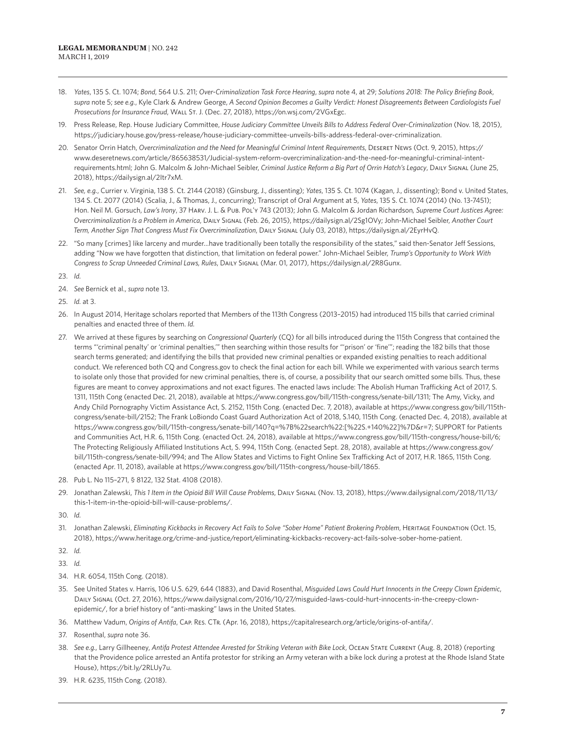18. *Yates*, 135 S. Ct. 1074; *Bond*, 564 U.S. 211; *Over-Criminalization Task Force Hearing*, *supra* note 4, at 29; *Solutions 2018: The Policy Briefing Book*, *supra* note 5; *see e.g.*, Kyle Clark & Andrew George, *A Second Opinion Becomes a Guilty Verdict: Honest Disagreements Between Cardiologists Fuel Prosecutions for Insurance Fraud*, Wall St. J. (Dec. 27, 2018), https://on.wsj.com/2VGxEgc.

19. Press Release, Rep. House Judiciary Committee, *House Judiciary Committee Unveils Bills to Address Federal Over-Criminalization* (Nov. 18, 2015), https://judiciary.house.gov/press-release/house-judiciary-committee-unveils-bills-address-federal-over-criminalization.

20. Senator Orrin Hatch, *Overcriminalization and the Need for Meaningful Criminal Intent Requirements*, Deseret News (Oct. 9, 2015), https://www.deseretnews.com/article/865638531/Judicial-system-reform-overcriminalization-and-the-need-for-meaningful-criminal-intent-requirements.html; John G. Malcolm & John-Michael Seibler, *Criminal Justice Reform a Big Part of Orrin Hatch's Legacy*, Daily Signal (June 25, 2018), https://dailysign.al/2Itr7xM.

21. *See, e.g.*, Currier v. Virginia, 138 S. Ct. 2144 (2018) (Ginsburg, J., dissenting); *Yates*, 135 S. Ct. 1074 (Kagan, J., dissenting); Bond v. United States, 134 S. Ct. 2077 (2014) (Scalia, J., & Thomas, J., concurring); Transcript of Oral Argument at 5, *Yates*, 135 S. Ct. 1074 (2014) (No. 13-7451); Hon. Neil M. Gorsuch, *Law's Irony*, 37 Harv. J. L. & Pub. Pol'y 743 (2013); John G. Malcolm & Jordan Richardson, *Supreme Court Justices Agree: Overcriminalization Is a Problem in America*, Daily Signal (Feb. 26, 2015), https://dailysign.al/2Sg1OVy; John-Michael Seibler, *Another Court Term, Another Sign That Congress Must Fix Overcriminalization*, Daily Signal (July 03, 2018), https://dailysign.al/2EyrHvQ.

22. "So many [crimes] like larceny and murder...have traditionally been totally the responsibility of the states," said then-Senator Jeff Sessions, adding "Now we have forgotten that distinction, that limitation on federal power." John-Michael Seibler, *Trump's Opportunity to Work With Congress to Scrap Unneeded Criminal Laws, Rules*, Daily Signal (Mar. 01, 2017), https://dailysign.al/2R8Gunx.

23. *Id.*

24. *See* Bernick et al., *supra* note 13.

25. *Id.* at 3.

26. In August 2014, Heritage scholars reported that Members of the 113th Congress (2013–2015) had introduced 115 bills that carried criminal penalties and enacted three of them. *Id.*

27. We arrived at these figures by searching on *Congressional Quarterly* (CQ) for all bills introduced during the 115th Congress that contained the terms "'criminal penalty' or 'criminal penalties,'" then searching within those results for "'prison' or 'fine'"; reading the 182 bills that those search terms generated; and identifying the bills that provided new criminal penalties or expanded existing penalties to reach additional conduct. We referenced both CQ and Congress.gov to check the final action for each bill. While we experimented with various search terms to isolate only those that provided for new criminal penalties, there is, of course, a possibility that our search omitted some bills. Thus, these figures are meant to convey approximations and not exact figures. The enacted laws include: The Abolish Human Trafficking Act of 2017, S. 1311, 115th Cong (enacted Dec. 21, 2018), available at https://www.congress.gov/bill/115th-congress/senate-bill/1311; The Amy, Vicky, and Andy Child Pornography Victim Assistance Act, S. 2152, 115th Cong. (enacted Dec. 7, 2018), available at https://www.congress.gov/bill/115th-congress/senate-bill/2152; The Frank LoBiondo Coast Guard Authorization Act of 2018, S.140, 115th Cong. (enacted Dec. 4, 2018), available at https://www.congress.gov/bill/115th-congress/senate-bill/140?q=%7B%22search%22:[%22S.+140%22]%7D&r=7; SUPPORT for Patients and Communities Act, H.R. 6, 115th Cong. (enacted Oct. 24, 2018), available at https://www.congress.gov/bill/115th-congress/house-bill/6; The Protecting Religiously Affiliated Institutions Act, S. 994, 115th Cong. (enacted Sept. 28, 2018), available at https://www.congress.gov/bill/115th-congress/senate-bill/994; and The Allow States and Victims to Fight Online Sex Trafficking Act of 2017, H.R. 1865, 115th Cong. (enacted Apr. 11, 2018), available at https://www.congress.gov/bill/115th-congress/house-bill/1865.

28. Pub L. No 115–271, § 8122, 132 Stat. 4108 (2018).

29. Jonathan Zalewski, *This 1 Item in the Opioid Bill Will Cause Problems*, Daily Signal (Nov. 13, 2018), https://www.dailysignal.com/2018/11/13/this-1-item-in-the-opioid-bill-will-cause-problems/.

30. *Id.*

31. Jonathan Zalewski, *Eliminating Kickbacks in Recovery Act Fails to Solve "Sober Home" Patient Brokering Problem*, Heritage Foundation (Oct. 15, 2018), https://www.heritage.org/crime-and-justice/report/eliminating-kickbacks-recovery-act-fails-solve-sober-home-patient.

32. *Id.*

33. *Id.*

34. H.R. 6054, 115th Cong. (2018).

35. See United States v. Harris, 106 U.S. 629, 644 (1883), and David Rosenthal, *Misguided Laws Could Hurt Innocents in the Creepy Clown Epidemic*, Daily Signal (Oct. 27, 2016), https://www.dailysignal.com/2016/10/27/misguided-laws-could-hurt-innocents-in-the-creepy-clown-epidemic/, for a brief history of "anti-masking" laws in the United States.

36. Matthew Vadum, *Origins of Antifa*, Cap. Res. Ctr. (Apr. 16, 2018), https://capitalresearch.org/article/origins-of-antifa/.

37. Rosenthal, *supra* note 36.

38. *See e.g.*, Larry Gillheeney, *Antifa Protest Attendee Arrested for Striking Veteran with Bike Lock*, Ocean State Current (Aug. 8, 2018) (reporting that the Providence police arrested an Antifa protestor for striking an Army veteran with a bike lock during a protest at the Rhode Island State House), https://bit.ly/2RLUy7u.

39. H.R. 6235, 115th Cong. (2018).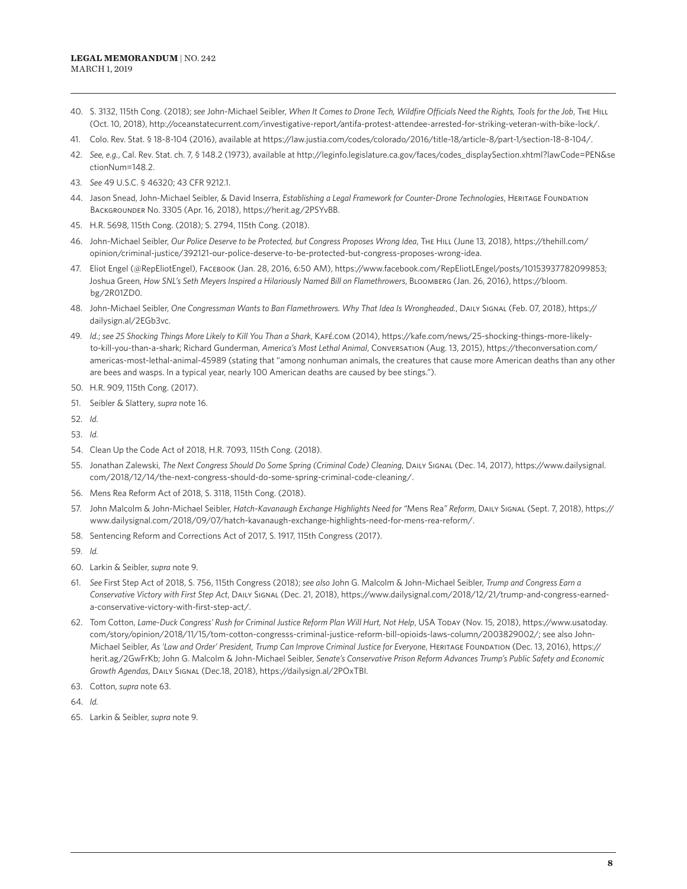40. S. 3132, 115th Cong. (2018); *see* John-Michael Seibler, *When It Comes to Drone Tech, Wildfire Officials Need the Rights, Tools for the Job*, The Hill (Oct. 10, 2018), http://oceanstatecurrent.com/investigative-report/antifa-protest-attendee-arrested-for-striking-veteran-with-bike-lock/.
41. Colo. Rev. Stat. § 18-8-104 (2016), available at https://law.justia.com/codes/colorado/2016/title-18/article-8/part-1/section-18-8-104/.
42. *See, e.g.*, Cal. Rev. Stat. ch. 7, § 148.2 (1973), available at http://leginfo.legislature.ca.gov/faces/codes_displaySection.xhtml?lawCode=PEN&sectionNum=148.2.
43. *See* 49 U.S.C. § 46320; 43 CFR 9212.1.
44. Jason Snead, John-Michael Seibler, & David Inserra, *Establishing a Legal Framework for Counter-Drone Technologies*, Heritage Foundation Backgrounder No. 3305 (Apr. 16, 2018), https://herit.ag/2PSYvBB.
45. H.R. 5698, 115th Cong. (2018); S. 2794, 115th Cong. (2018).
46. John-Michael Seibler, *Our Police Deserve to be Protected, but Congress Proposes Wrong Idea*, The Hill (June 13, 2018), https://thehill.com/opinion/criminal-justice/392121-our-police-deserve-to-be-protected-but-congress-proposes-wrong-idea.
47. Eliot Engel (@RepEliotEngel), Facebook (Jan. 28, 2016, 6:50 AM), https://www.facebook.com/RepEliotLEngel/posts/10153937782099853; Joshua Green, *How SNL's Seth Meyers Inspired a Hilariously Named Bill on Flamethrowers*, Bloomberg (Jan. 26, 2016), https://bloom.bg/2R01ZD0.
48. John-Michael Seibler, *One Congressman Wants to Ban Flamethrowers. Why That Idea Is Wrongheaded.*, Daily Signal (Feb. 07, 2018), https://dailysign.al/2EGb3vc.
49. *Id.*; *see 25 Shocking Things More Likely to Kill You Than a Shark*, Kafé.com (2014), https://kafe.com/news/25-shocking-things-more-likely-to-kill-you-than-a-shark; Richard Gunderman, *America's Most Lethal Animal*, Conversation (Aug. 13, 2015), https://theconversation.com/americas-most-lethal-animal-45989 (stating that "among nonhuman animals, the creatures that cause more American deaths than any other are bees and wasps. In a typical year, nearly 100 American deaths are caused by bee stings.").
50. H.R. 909, 115th Cong. (2017).
51. Seibler & Slattery, *supra* note 16.
52. *Id.*
53. *Id.*
54. Clean Up the Code Act of 2018, H.R. 7093, 115th Cong. (2018).
55. Jonathan Zalewski, *The Next Congress Should Do Some Spring (Criminal Code) Cleaning*, Daily Signal (Dec. 14, 2017), https://www.dailysignal.com/2018/12/14/the-next-congress-should-do-some-spring-criminal-code-cleaning/.
56. Mens Rea Reform Act of 2018, S. 3118, 115th Cong. (2018).
57. John Malcolm & John-Michael Seibler, *Hatch-Kavanaugh Exchange Highlights Need for "Mens Rea" Reform*, Daily Signal (Sept. 7, 2018), https://www.dailysignal.com/2018/09/07/hatch-kavanaugh-exchange-highlights-need-for-mens-rea-reform/.
58. Sentencing Reform and Corrections Act of 2017, S. 1917, 115th Congress (2017).
59. *Id.*
60. Larkin & Seibler, *supra* note 9.
61. *See* First Step Act of 2018, S. 756, 115th Congress (2018); *see also* John G. Malcolm & John-Michael Seibler, *Trump and Congress Earn a Conservative Victory with First Step Act*, Daily Signal (Dec. 21, 2018), https://www.dailysignal.com/2018/12/21/trump-and-congress-earned-a-conservative-victory-with-first-step-act/.
62. Tom Cotton, *Lame-Duck Congress' Rush for Criminal Justice Reform Plan Will Hurt, Not Help*, USA Today (Nov. 15, 2018), https://www.usatoday.com/story/opinion/2018/11/15/tom-cotton-congresss-criminal-justice-reform-bill-opioids-laws-column/2003829002/; see also John-Michael Seibler, *As 'Law and Order' President, Trump Can Improve Criminal Justice for Everyone*, Heritage Foundation (Dec. 13, 2016), https://herit.ag/2GwFrKb; John G. Malcolm & John-Michael Seibler, *Senate's Conservative Prison Reform Advances Trump's Public Safety and Economic Growth Agendas*, Daily Signal (Dec.18, 2018), https://dailysign.al/2POxTBI.
63. Cotton, *supra* note 63.
64. *Id.*
65. Larkin & Seibler, *supra* note 9.